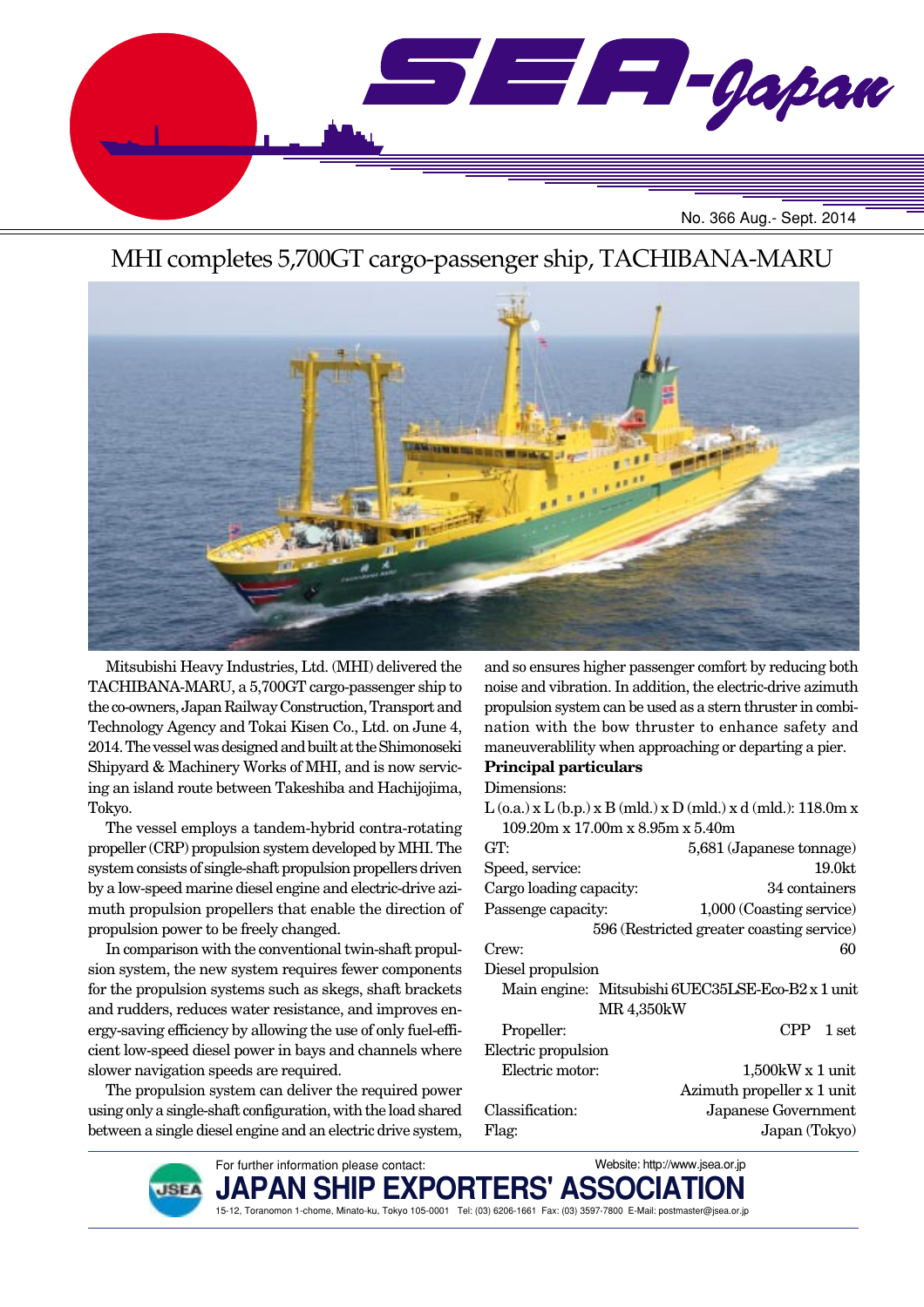# SEA-Japan

No. 366 Aug.- Sept. 2014

## MHI completes 5,700GT cargo-passenger ship, TACHIBANA-MARU

Mitsubishi Heavy Industries, Ltd. (MHI) delivered the TACHIBANA-MARU, a 5,700GT cargo-passenger ship to the co-owners, Japan Railway Construction, Transport and Technology Agency and Tokai Kisen Co., Ltd. on June 4, 2014. The vessel was designed and built at the Shimonoseki Shipyard & Machinery Works of MHI, and is now servicing an island route between Takeshiba and Hachijojima, Tokyo.

The vessel employs a tandem-hybrid contra-rotating propeller (CRP) propulsion system developed by MHI. The system consists of single-shaft propulsion propellers driven by a low-speed marine diesel engine and electric-drive azimuth propulsion propellers that enable the direction of propulsion power to be freely changed.

In comparison with the conventional twin-shaft propulsion system, the new system requires fewer components for the propulsion systems such as skegs, shaft brackets and rudders, reduces water resistance, and improves energy-saving efficiency by allowing the use of only fuel-efficient low-speed diesel power in bays and channels where slower navigation speeds are required.

The propulsion system can deliver the required power using only a single-shaft configuration, with the load shared between a single diesel engine and an electric drive system, and so ensures higher passenger comfort by reducing both noise and vibration. In addition, the electric-drive azimuth propulsion system can be used as a stern thruster in combination with the bow thruster to enhance safety and maneuverablity when approaching or departing a pier.

**Principal particulars**

Dimensions:
L (o.a.) x L (b.p.) x B (mld.) x D (mld.) x d (mld.): 118.0m x 109.20m x 17.00m x 8.95m x 5.40m

| | |
|---|---|
| GT: | 5,681 (Japanese tonnage) |
| Speed, service: | 19.0kt |
| Cargo loading capacity: | 34 containers |
| Passenge capacity: | 1,000 (Coasting service) |
| | 596 (Restricted greater coasting service) |
| Crew: | 60 |
| Diesel propulsion | |
| Main engine: | Mitsubishi 6UEC35LSE-Eco-B2 x 1 unit MR 4,350kW |
| Propeller: | CPP 1 set |
| Electric propulsion | |
| Electric motor: | 1,500kW x 1 unit |
| | Azimuth propeller x 1 unit |
| Classification: | Japanese Government |
| Flag: | Japan (Tokyo) |

For further information please contact:
Website: http://www.jsea.or.jp
**JAPAN SHIP EXPORTERS' ASSOCIATION**
15-12, Toranomon 1-chome, Minato-ku, Tokyo 105-0001 Tel: (03) 6206-1661 Fax: (03) 3597-7800 E-Mail: postmaster@jsea.or.jp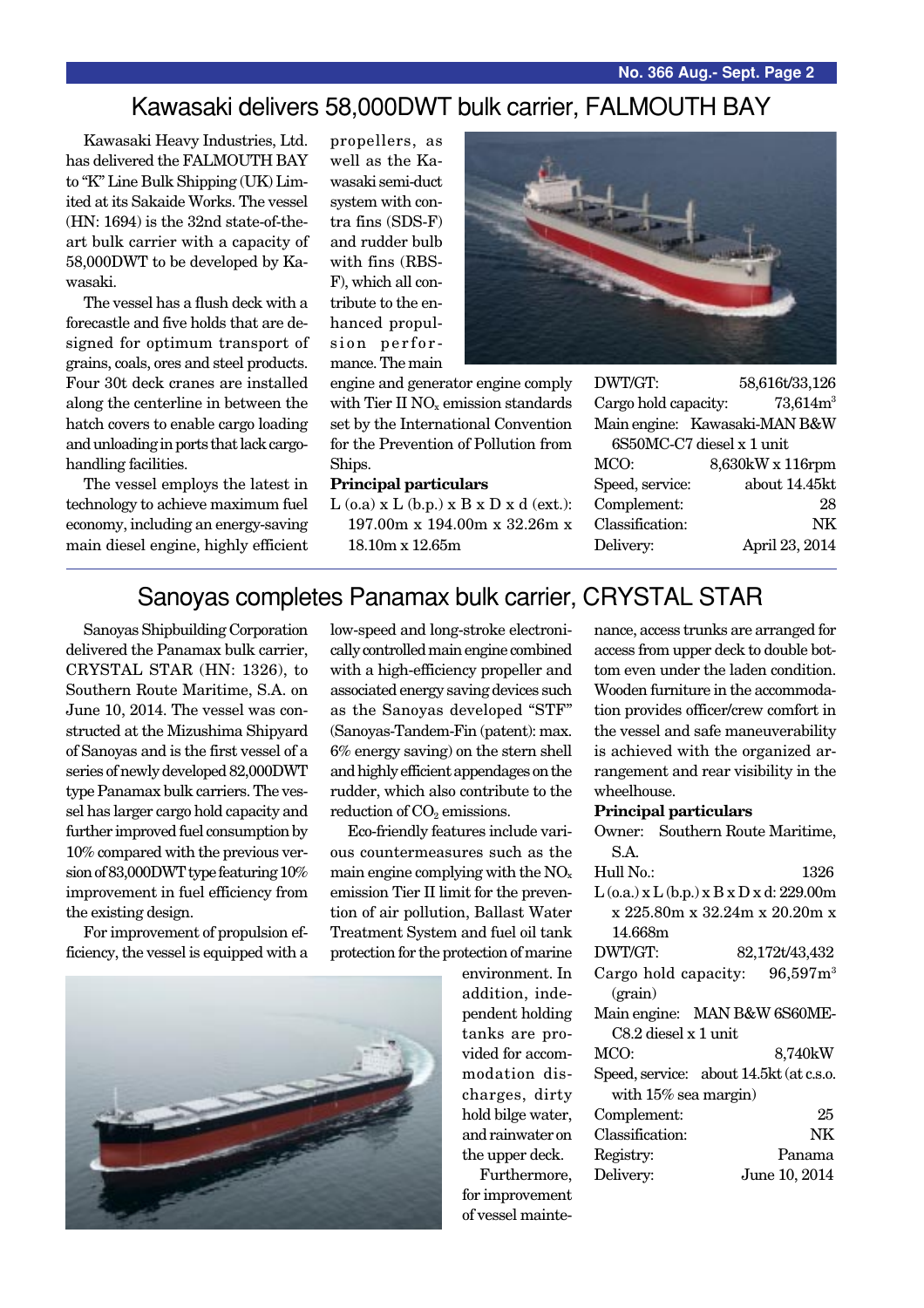## Kawasaki delivers 58,000DWT bulk carrier, FALMOUTH BAY

Kawasaki Heavy Industries, Ltd. has delivered the FALMOUTH BAY to "K" Line Bulk Shipping (UK) Limited at its Sakaide Works. The vessel (HN: 1694) is the 32nd state-of-the-art bulk carrier with a capacity of 58,000DWT to be developed by Kawasaki.

The vessel has a flush deck with a forecastle and five holds that are designed for optimum transport of grains, coals, ores and steel products. Four 30t deck cranes are installed along the centerline in between the hatch covers to enable cargo loading and unloading in ports that lack cargo-handling facilities.

The vessel employs the latest in technology to achieve maximum fuel economy, including an energy-saving main diesel engine, highly efficient propellers, as well as the Kawasaki semi-duct system with contra fins (SDS-F) and rudder bulb with fins (RBS-F), which all contribute to the enhanced propulsion performance. The main engine and generator engine comply with Tier II $NO_x$ emission standards set by the International Convention for the Prevention of Pollution from Ships.

**Principal particulars**

L (o.a.) x L (b.p.) x B x D x d (ext.): 197.00m x 194.00m x 32.26m x 18.10m x 12.65m

DWT/GT: 58,616t/33,126

Cargo hold capacity: 73,614m$^3$

Main engine: Kawasaki-MAN B&W 6S50MC-C7 diesel x 1 unit

MCO: 8,630kW x 116rpm

Speed, service: about 14.45kt

Complement: 28

Classification: NK

Delivery: April 23, 2014

## Sanoyas completes Panamax bulk carrier, CRYSTAL STAR

Sanoyas Shipbuilding Corporation delivered the Panamax bulk carrier, CRYSTAL STAR (HN: 1326), to Southern Route Maritime, S.A. on June 10, 2014. The vessel was constructed at the Mizushima Shipyard of Sanoyas and is the first vessel of a series of newly developed 82,000DWT type Panamax bulk carriers. The vessel has larger cargo hold capacity and further improved fuel consumption by 10% compared with the previous version of 83,000DWT type featuring 10% improvement in fuel efficiency from the existing design.

For improvement of propulsion efficiency, the vessel is equipped with a low-speed and long-stroke electronically controlled main engine combined with a high-efficiency propeller and associated energy saving devices such as the Sanoyas developed "STF" (Sanoyas-Tandem-Fin (patent): max. 6% energy saving) on the stern shell and highly efficient appendages on the rudder, which also contribute to the reduction of $CO_2$ emissions.

Eco-friendly features include various countermeasures such as the main engine complying with the $NO_x$ emission Tier II limit for the prevention of air pollution, Ballast Water Treatment System and fuel oil tank protection for the protection of marine environment. In addition, independent holding tanks are provided for accommodation discharges, dirty hold bilge water, and rainwater on the upper deck.

Furthermore, for improvement of vessel maintenance, access trunks are arranged for access from upper deck to double bottom even under the laden condition. Wooden furniture in the accommodation provides officer/crew comfort in the vessel and safe maneuverability is achieved with the organized arrangement and rear visibility in the wheelhouse.

**Principal particulars**

Owner: Southern Route Maritime, S.A.

Hull No.: 1326

L (o.a.) x L (b.p.) x B x D x d: 229.00m x 225.80m x 32.24m x 20.20m x 14.668m

DWT/GT: 82,172t/43,432

Cargo hold capacity: 96,597m$^3$ (grain)

Main engine: MAN B&W 6S60ME-C8.2 diesel x 1 unit

MCO: 8,740kW

Speed, service: about 14.5kt (at c.s.o. with 15% sea margin)

Complement: 25

Classification: NK

Registry: Panama

Delivery: June 10, 2014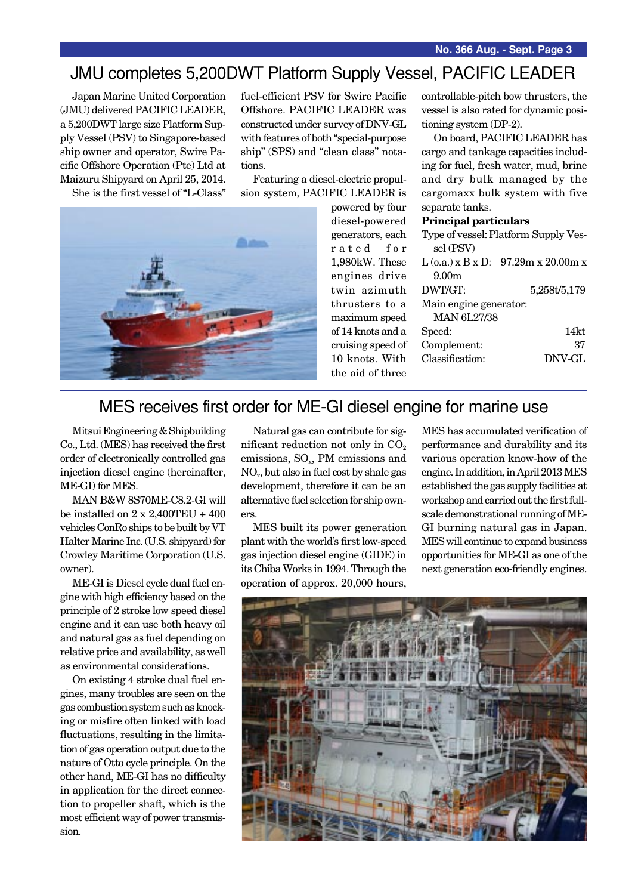## JMU completes 5,200DWT Platform Supply Vessel, PACIFIC LEADER

Japan Marine United Corporation (JMU) delivered PACIFIC LEADER, a 5,200DWT large size Platform Supply Vessel (PSV) to Singapore-based ship owner and operator, Swire Pacific Offshore Operation (Pte) Ltd at Maizuru Shipyard on April 25, 2014.

She is the first vessel of "L-Class" fuel-efficient PSV for Swire Pacific Offshore. PACIFIC LEADER was constructed under survey of DNV-GL with features of both "special-purpose ship" (SPS) and "clean class" notations.

Featuring a diesel-electric propulsion system, PACIFIC LEADER is powered by four diesel-powered generators, each rated for 1,980kW. These engines drive twin azimuth thrusters to a maximum speed of 14 knots and a cruising speed of 10 knots. With the aid of three controllable-pitch bow thrusters, the vessel is also rated for dynamic positioning system (DP-2).

On board, PACIFIC LEADER has cargo and tankage capacities including for fuel, fresh water, mud, brine and dry bulk managed by the cargomaxx bulk system with five separate tanks.

**Principal particulars**

Type of vessel: Platform Supply Vessel (PSV)
L (o.a.) x B x D: 97.29m x 20.00m x 9.00m
DWT/GT: 5,258t/5,179
Main engine generator: MAN 6L27/38
Speed: 14kt
Complement: 37
Classification: DNV-GL

## MES receives first order for ME-GI diesel engine for marine use

Mitsui Engineering & Shipbuilding Co., Ltd. (MES) has received the first order of electronically controlled gas injection diesel engine (hereinafter, ME-GI) for MES.

MAN B&W 8S70ME-C8.2-GI will be installed on 2 x 2,400TEU + 400 vehicles ConRo ships to be built by VT Halter Marine Inc. (U.S. shipyard) for Crowley Maritime Corporation (U.S. owner).

ME-GI is Diesel cycle dual fuel engine with high efficiency based on the principle of 2 stroke low speed diesel engine and it can use both heavy oil and natural gas as fuel depending on relative price and availability, as well as environmental considerations.

On existing 4 stroke dual fuel engines, many troubles are seen on the gas combustion system such as knocking or misfire often linked with load fluctuations, resulting in the limitation of gas operation output due to the nature of Otto cycle principle. On the other hand, ME-GI has no difficulty in application for the direct connection to propeller shaft, which is the most efficient way of power transmission.

Natural gas can contribute for significant reduction not only in $CO_2$ emissions, $SO_x$, PM emissions and $NO_x$, but also in fuel cost by shale gas development, therefore it can be an alternative fuel selection for ship owners.

MES built its power generation plant with the world's first low-speed gas injection diesel engine (GIDE) in its Chiba Works in 1994. Through the operation of approx. 20,000 hours, MES has accumulated verification of performance and durability and its various operation know-how of the engine. In addition, in April 2013 MES established the gas supply facilities at workshop and carried out the first full-scale demonstrational running of ME-GI burning natural gas in Japan. MES will continue to expand business opportunities for ME-GI as one of the next generation eco-friendly engines.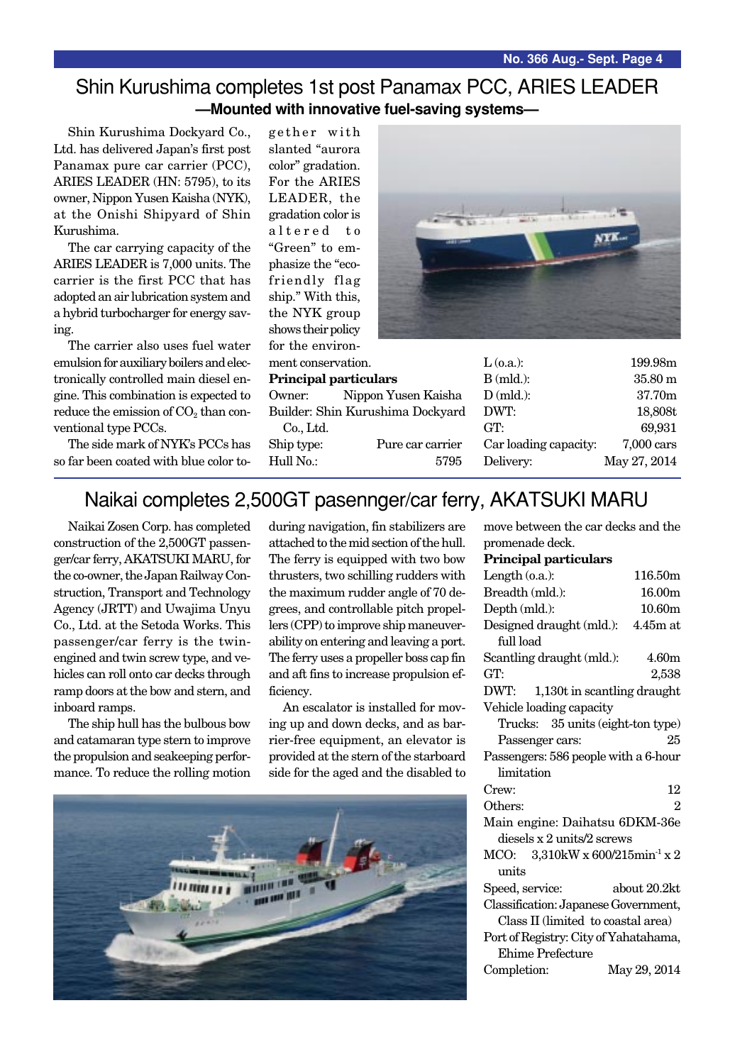## Shin Kurushima completes 1st post Panamax PCC, ARIES LEADER

**—Mounted with innovative fuel-saving systems—**

Shin Kurushima Dockyard Co., Ltd. has delivered Japan's first post Panamax pure car carrier (PCC), ARIES LEADER (HN: 5795), to its owner, Nippon Yusen Kaisha (NYK), at the Onishi Shipyard of Shin Kurushima.

The car carrying capacity of the ARIES LEADER is 7,000 units. The carrier is the first PCC that has adopted an air lubrication system and a hybrid turbocharger for energy saving.

The carrier also uses fuel water emulsion for auxiliary boilers and electronically controlled main diesel engine. This combination is expected to reduce the emission of $CO_2$ than conventional type PCCs.

The side mark of NYK's PCCs has so far been coated with blue color together with slanted "aurora color" gradation. For the ARIES LEADER, the gradation color is altered to "Green" to emphasize the "eco-friendly flag ship." With this, the NYK group shows their policy for the environment conservation.

**Principal particulars**

Owner: Nippon Yusen Kaisha
Builder: Shin Kurushima Dockyard Co., Ltd.
Ship type: Pure car carrier
Hull No.: 5795
L (o.a.): 199.98m
B (mld.): 35.80 m
D (mld.): 37.70m
DWT: 18,808t
GT: 69,931
Car loading capacity: 7,000 cars
Delivery: May 27, 2014

## Naikai completes 2,500GT pasennger/car ferry, AKATSUKI MARU

Naikai Zosen Corp. has completed construction of the 2,500GT passenger/car ferry, AKATSUKI MARU, for the co-owner, the Japan Railway Construction, Transport and Technology Agency (JRTT) and Uwajima Unyu Co., Ltd. at the Setoda Works. This passenger/car ferry is the twin-engined and twin screw type, and vehicles can roll onto car decks through ramp doors at the bow and stern, and inboard ramps.

The ship hull has the bulbous bow and catamaran type stern to improve the propulsion and seakeeping performance. To reduce the rolling motion during navigation, fin stabilizers are attached to the mid section of the hull. The ferry is equipped with two bow thrusters, two schilling rudders with the maximum rudder angle of 70 degrees, and controllable pitch propellers (CPP) to improve ship maneuverability on entering and leaving a port. The ferry uses a propeller boss cap fin and aft fins to increase propulsion efficiency.

An escalator is installed for moving up and down decks, and as barrier-free equipment, an elevator is provided at the stern of the starboard side for the aged and the disabled to move between the car decks and the promenade deck.

**Principal particulars**

Length (o.a.): 116.50m
Breadth (mld.): 16.00m
Depth (mld.): 10.60m
Designed draught (mld.): 4.45m at full load
Scantling draught (mld.): 4.60m
GT: 2,538
DWT: 1,130t in scantling draught
Vehicle loading capacity
  Trucks: 35 units (eight-ton type)
  Passenger cars: 25
Passengers: 586 people with a 6-hour limitation
Crew: 12
Others: 2
Main engine: Daihatsu 6DKM-36e diesels x 2 units/2 screws
MCO: 3,310kW x 600/215min$^{-1}$ x 2 units
Speed, service: about 20.2kt
Classification: Japanese Government, Class II (limited to coastal area)
Port of Registry: City of Yahatahama, Ehime Prefecture
Completion: May 29, 2014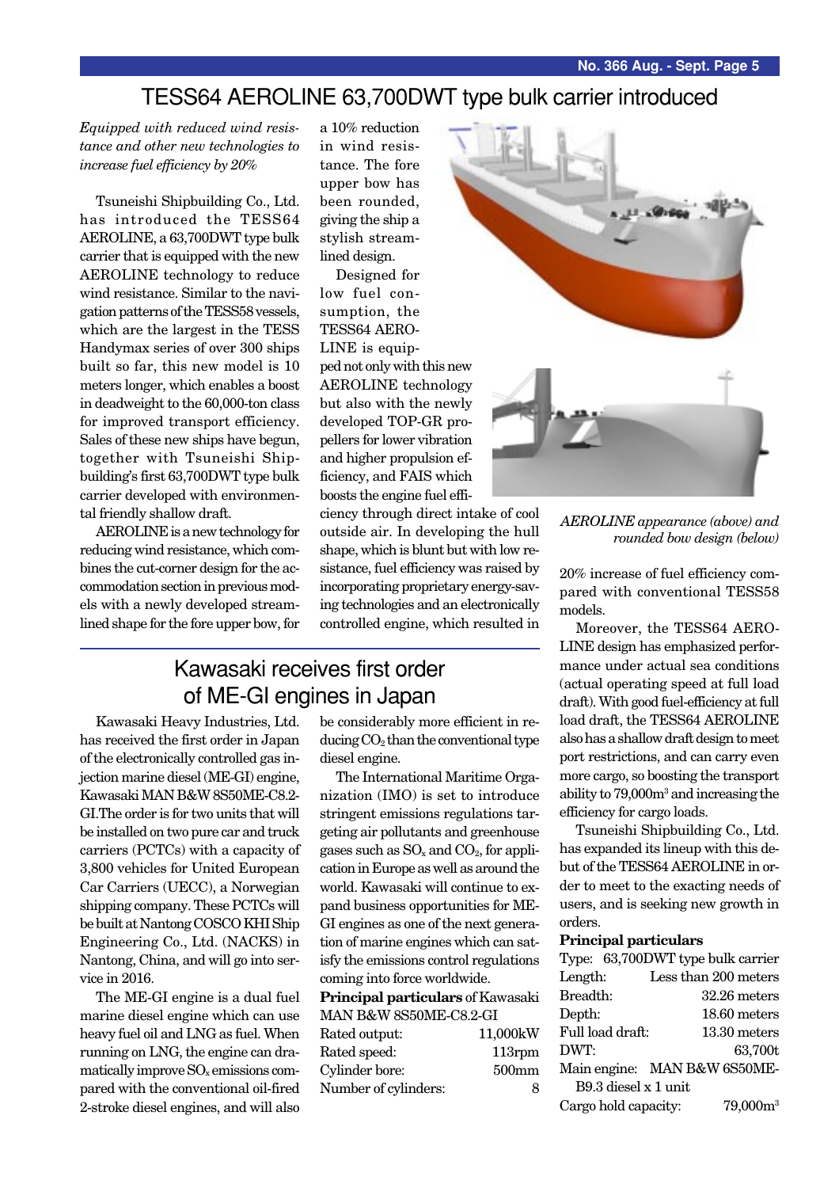# TESS64 AEROLINE 63,700DWT type bulk carrier introduced

*Equipped with reduced wind resistance and other new technologies to increase fuel efficiency by 20%*

Tsuneishi Shipbuilding Co., Ltd. has introduced the TESS64 AEROLINE, a 63,700DWT type bulk carrier that is equipped with the new AEROLINE technology to reduce wind resistance. Similar to the navigation patterns of the TESS58 vessels, which are the largest in the TESS Handymax series of over 300 ships built so far, this new model is 10 meters longer, which enables a boost in deadweight to the 60,000-ton class for improved transport efficiency. Sales of these new ships have begun, together with Tsuneishi Shipbuilding's first 63,700DWT type bulk carrier developed with environmental friendly shallow draft.

AEROLINE is a new technology for reducing wind resistance, which combines the cut-corner design for the accommodation section in previous models with a newly developed streamlined shape for the fore upper bow, for a 10% reduction in wind resistance. The fore upper bow has been rounded, giving the ship a stylish streamlined design.

Designed for low fuel consumption, the TESS64 AEROLINE is equipped not only with this new AEROLINE technology but also with the newly developed TOP-GR propellers for lower vibration and higher propulsion efficiency, and FAIS which boosts the engine fuel efficiency through direct intake of cool outside air. In developing the hull shape, which is blunt but with low resistance, fuel efficiency was raised by incorporating proprietary energy-saving technologies and an electronically controlled engine, which resulted in 20% increase of fuel efficiency compared with conventional TESS58 models.

*AEROLINE appearance (above) and rounded bow design (below)*

Moreover, the TESS64 AEROLINE design has emphasized performance under actual sea conditions (actual operating speed at full load draft). With good fuel-efficiency at full load draft, the TESS64 AEROLINE also has a shallow draft design to meet port restrictions, and can carry even more cargo, so boosting the transport ability to 79,000m³ and increasing the efficiency for cargo loads.

Tsuneishi Shipbuilding Co., Ltd. has expanded its lineup with this debut of the TESS64 AEROLINE in order to meet to the exacting needs of users, and is seeking new growth in orders.

**Principal particulars**

Type: 63,700DWT type bulk carrier

| | |
|---|---|
| Length: | Less than 200 meters |
| Breadth: | 32.26 meters |
| Depth: | 18.60 meters |
| Full load draft: | 13.30 meters |
| DWT: | 63,700t |
| Main engine: | MAN B&W 6S50ME-B9.3 diesel x 1 unit |
| Cargo hold capacity: | 79,000m³ |

# Kawasaki receives first order of ME-GI engines in Japan

Kawasaki Heavy Industries, Ltd. has received the first order in Japan of the electronically controlled gas injection marine diesel (ME-GI) engine, Kawasaki MAN B&W 8S50ME-C8.2-GI.The order is for two units that will be installed on two pure car and truck carriers (PCTCs) with a capacity of 3,800 vehicles for United European Car Carriers (UECC), a Norwegian shipping company. These PCTCs will be built at Nantong COSCO KHI Ship Engineering Co., Ltd. (NACKS) in Nantong, China, and will go into service in 2016.

The ME-GI engine is a dual fuel marine diesel engine which can use heavy fuel oil and LNG as fuel. When running on LNG, the engine can dramatically improve $SO_x$ emissions compared with the conventional oil-fired 2-stroke diesel engines, and will also be considerably more efficient in reducing $CO_2$ than the conventional type diesel engine.

The International Maritime Organization (IMO) is set to introduce stringent emissions regulations targeting air pollutants and greenhouse gases such as $SO_x$ and $CO_2$, for application in Europe as well as around the world. Kawasaki will continue to expand business opportunities for ME-GI engines as one of the next generation of marine engines which can satisfy the emissions control regulations coming into force worldwide.

**Principal particulars** of Kawasaki MAN B&W 8S50ME-C8.2-GI

| | |
|---|---|
| Rated output: | 11,000kW |
| Rated speed: | 113rpm |
| Cylinder bore: | 500mm |
| Number of cylinders: | 8 |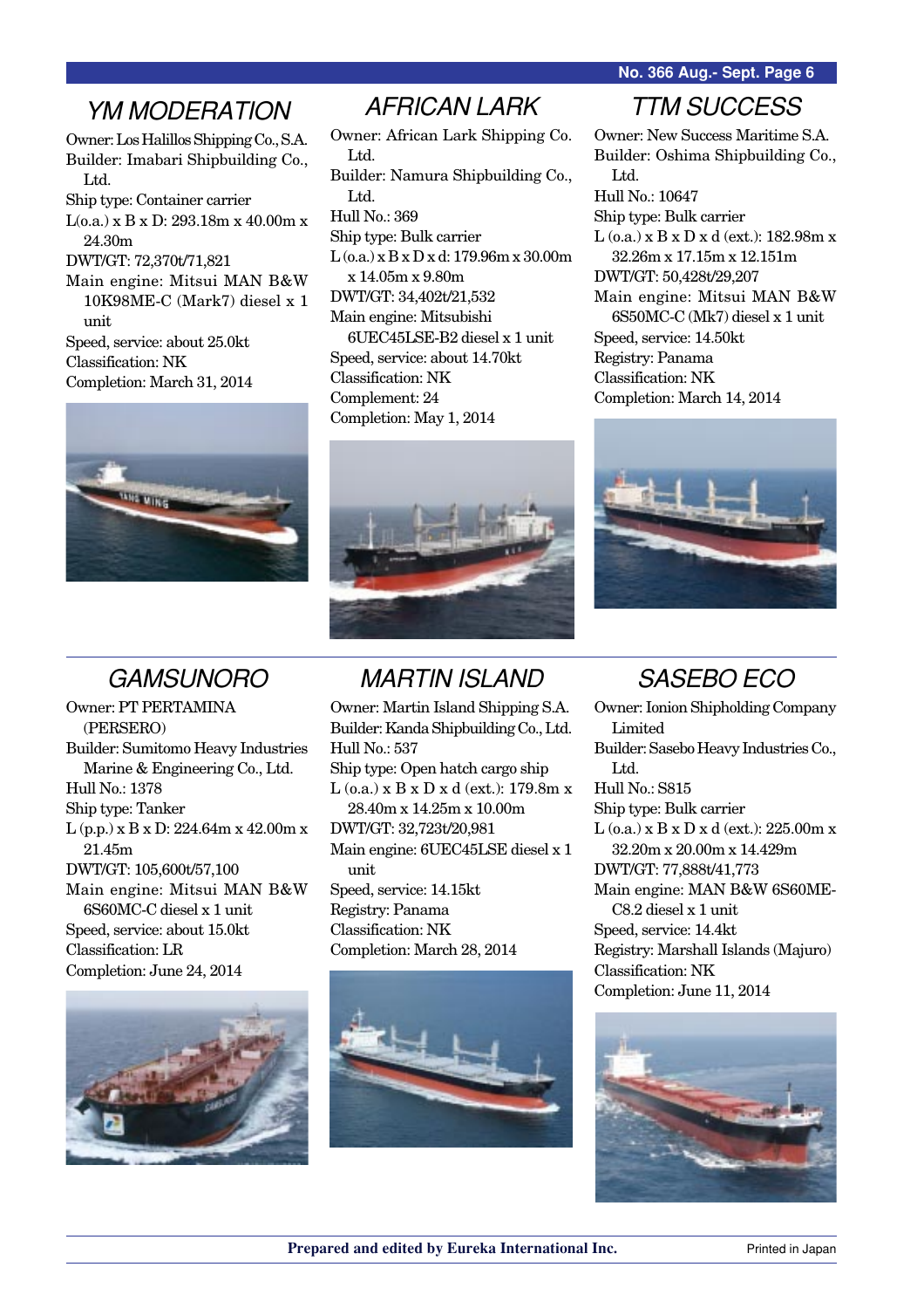## YM MODERATION

Owner: Los Halillos Shipping Co., S.A.
Builder: Imabari Shipbuilding Co., Ltd.
Ship type: Container carrier
L(o.a.) x B x D: 293.18m x 40.00m x 24.30m
DWT/GT: 72,370t/71,821
Main engine: Mitsui MAN B&W 10K98ME-C (Mark7) diesel x 1 unit
Speed, service: about 25.0kt
Classification: NK
Completion: March 31, 2014

## AFRICAN LARK

Owner: African Lark Shipping Co. Ltd.
Builder: Namura Shipbuilding Co., Ltd.
Hull No.: 369
Ship type: Bulk carrier
L (o.a.) x B x D x d: 179.96m x 30.00m x 14.05m x 9.80m
DWT/GT: 34,402t/21,532
Main engine: Mitsubishi 6UEC45LSE-B2 diesel x 1 unit
Speed, service: about 14.70kt
Classification: NK
Complement: 24
Completion: May 1, 2014

## TTM SUCCESS

Owner: New Success Maritime S.A.
Builder: Oshima Shipbuilding Co., Ltd.
Hull No.: 10647
Ship type: Bulk carrier
L (o.a.) x B x D x d (ext.): 182.98m x 32.26m x 17.15m x 12.151m
DWT/GT: 50,428t/29,207
Main engine: Mitsui MAN B&W 6S50MC-C (Mk7) diesel x 1 unit
Speed, service: 14.50kt
Registry: Panama
Classification: NK
Completion: March 14, 2014

## GAMSUNORO

Owner: PT PERTAMINA (PERSERO)
Builder: Sumitomo Heavy Industries Marine & Engineering Co., Ltd.
Hull No.: 1378
Ship type: Tanker
L (p.p.) x B x D: 224.64m x 42.00m x 21.45m
DWT/GT: 105,600t/57,100
Main engine: Mitsui MAN B&W 6S60MC-C diesel x 1 unit
Speed, service: about 15.0kt
Classification: LR
Completion: June 24, 2014

## MARTIN ISLAND

Owner: Martin Island Shipping S.A.
Builder: Kanda Shipbuilding Co., Ltd.
Hull No.: 537
Ship type: Open hatch cargo ship
L (o.a.) x B x D x d (ext.): 179.8m x 28.40m x 14.25m x 10.00m
DWT/GT: 32,723t/20,981
Main engine: 6UEC45LSE diesel x 1 unit
Speed, service: 14.15kt
Registry: Panama
Classification: NK
Completion: March 28, 2014

## SASEBO ECO

Owner: Ionion Shipholding Company Limited
Builder: Sasebo Heavy Industries Co., Ltd.
Hull No.: S815
Ship type: Bulk carrier
L (o.a.) x B x D x d (ext.): 225.00m x 32.20m x 20.00m x 14.429m
DWT/GT: 77,888t/41,773
Main engine: MAN B&W 6S60ME-C8.2 diesel x 1 unit
Speed, service: 14.4kt
Registry: Marshall Islands (Majuro)
Classification: NK
Completion: June 11, 2014

**Prepared and edited by Eureka International Inc.**

Printed in Japan